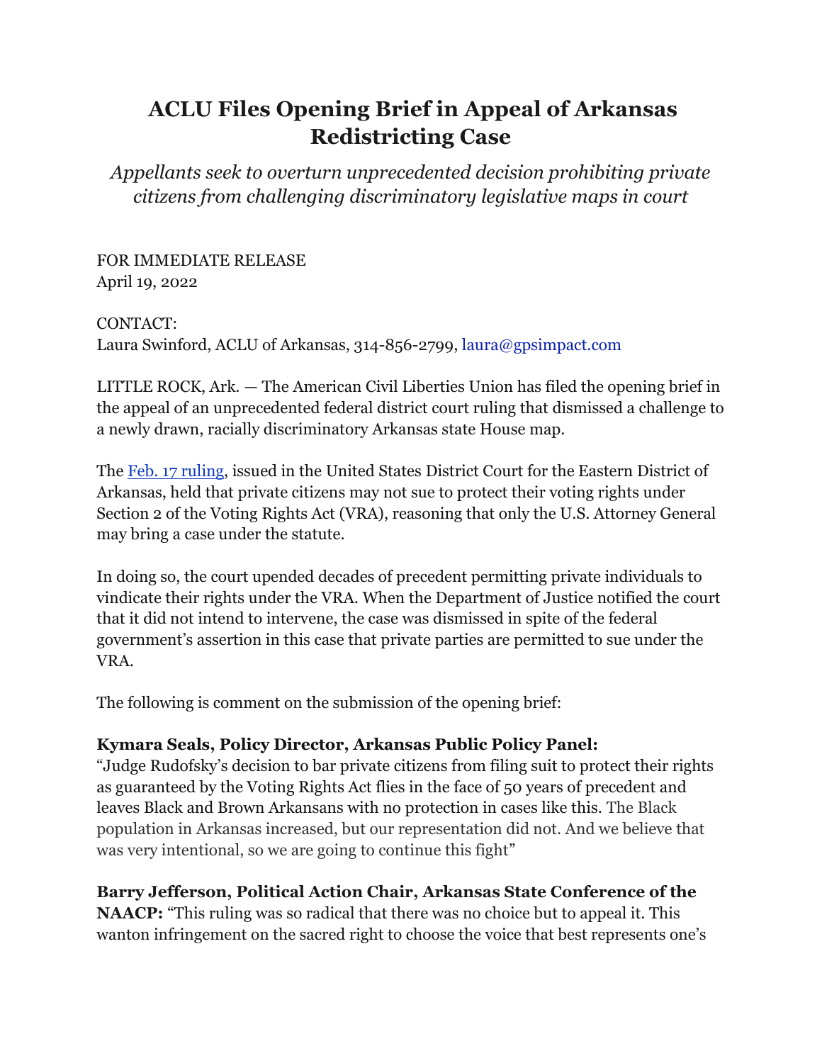# ACLU Files Opening Brief in Appeal of Arkansas Redistricting Case

*Appellants seek to overturn unprecedented decision prohibiting private citizens from challenging discriminatory legislative maps in court*

FOR IMMEDIATE RELEASE
April 19, 2022

CONTACT:
Laura Swinford, ACLU of Arkansas, 314-856-2799, laura@gpsimpact.com

LITTLE ROCK, Ark. — The American Civil Liberties Union has filed the opening brief in the appeal of an unprecedented federal district court ruling that dismissed a challenge to a newly drawn, racially discriminatory Arkansas state House map.

The [Feb. 17 ruling](), issued in the United States District Court for the Eastern District of Arkansas, held that private citizens may not sue to protect their voting rights under Section 2 of the Voting Rights Act (VRA), reasoning that only the U.S. Attorney General may bring a case under the statute.

In doing so, the court upended decades of precedent permitting private individuals to vindicate their rights under the VRA. When the Department of Justice notified the court that it did not intend to intervene, the case was dismissed in spite of the federal government's assertion in this case that private parties are permitted to sue under the VRA.

The following is comment on the submission of the opening brief:

**Kymara Seals, Policy Director, Arkansas Public Policy Panel:**
"Judge Rudofsky's decision to bar private citizens from filing suit to protect their rights as guaranteed by the Voting Rights Act flies in the face of 50 years of precedent and leaves Black and Brown Arkansans with no protection in cases like this. The Black population in Arkansas increased, but our representation did not. And we believe that was very intentional, so we are going to continue this fight"

**Barry Jefferson, Political Action Chair, Arkansas State Conference of the NAACP:** "This ruling was so radical that there was no choice but to appeal it. This wanton infringement on the sacred right to choose the voice that best represents one's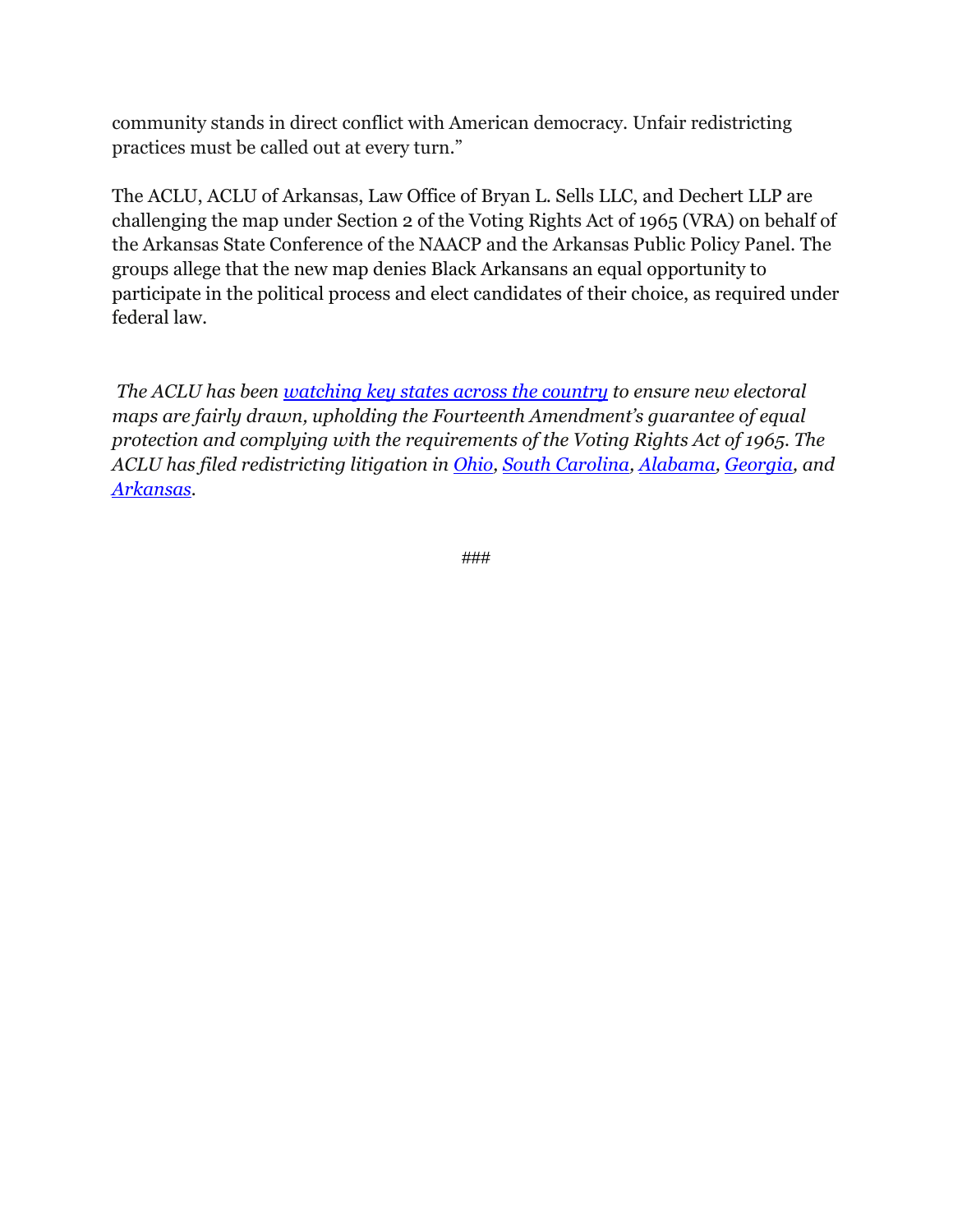community stands in direct conflict with American democracy. Unfair redistricting practices must be called out at every turn."

The ACLU, ACLU of Arkansas, Law Office of Bryan L. Sells LLC, and Dechert LLP are challenging the map under Section 2 of the Voting Rights Act of 1965 (VRA) on behalf of the Arkansas State Conference of the NAACP and the Arkansas Public Policy Panel. The groups allege that the new map denies Black Arkansans an equal opportunity to participate in the political process and elect candidates of their choice, as required under federal law.

*The ACLU has been [watching key states across the country] to ensure new electoral maps are fairly drawn, upholding the Fourteenth Amendment's guarantee of equal protection and complying with the requirements of the Voting Rights Act of 1965. The ACLU has filed redistricting litigation in [Ohio], [South Carolina], [Alabama], [Georgia], and [Arkansas].*

###